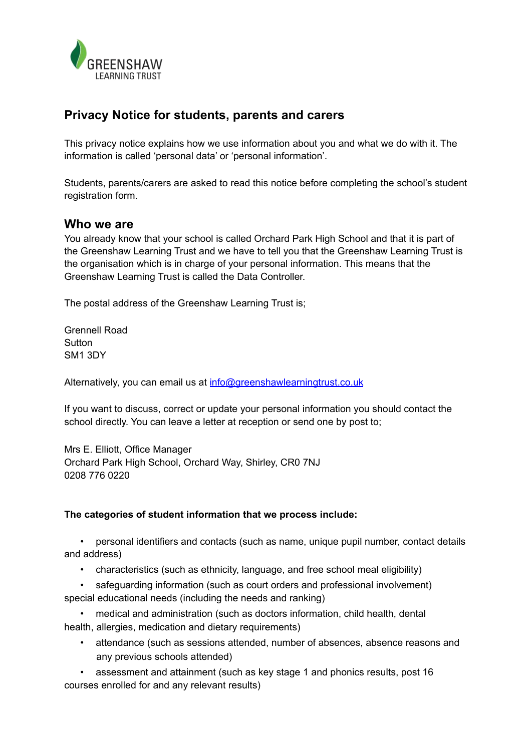GREENSHAW
LEARNING TRUST

## Privacy Notice for students, parents and carers

This privacy notice explains how we use information about you and what we do with it. The information is called 'personal data' or 'personal information'.

Students, parents/carers are asked to read this notice before completing the school's student registration form.

### Who we are

You already know that your school is called Orchard Park High School and that it is part of the Greenshaw Learning Trust and we have to tell you that the Greenshaw Learning Trust is the organisation which is in charge of your personal information. This means that the Greenshaw Learning Trust is called the Data Controller.

The postal address of the Greenshaw Learning Trust is;

Grennell Road
Sutton
SM1 3DY

Alternatively, you can email us at info@greenshawlearningtrust.co.uk

If you want to discuss, correct or update your personal information you should contact the school directly. You can leave a letter at reception or send one by post to;

Mrs E. Elliott, Office Manager
Orchard Park High School, Orchard Way, Shirley, CR0 7NJ
0208 776 0220

**The categories of student information that we process include:**

- personal identifiers and contacts (such as name, unique pupil number, contact details and address)
- characteristics (such as ethnicity, language, and free school meal eligibility)
- safeguarding information (such as court orders and professional involvement) special educational needs (including the needs and ranking)
- medical and administration (such as doctors information, child health, dental health, allergies, medication and dietary requirements)
- attendance (such as sessions attended, number of absences, absence reasons and any previous schools attended)
- assessment and attainment (such as key stage 1 and phonics results, post 16 courses enrolled for and any relevant results)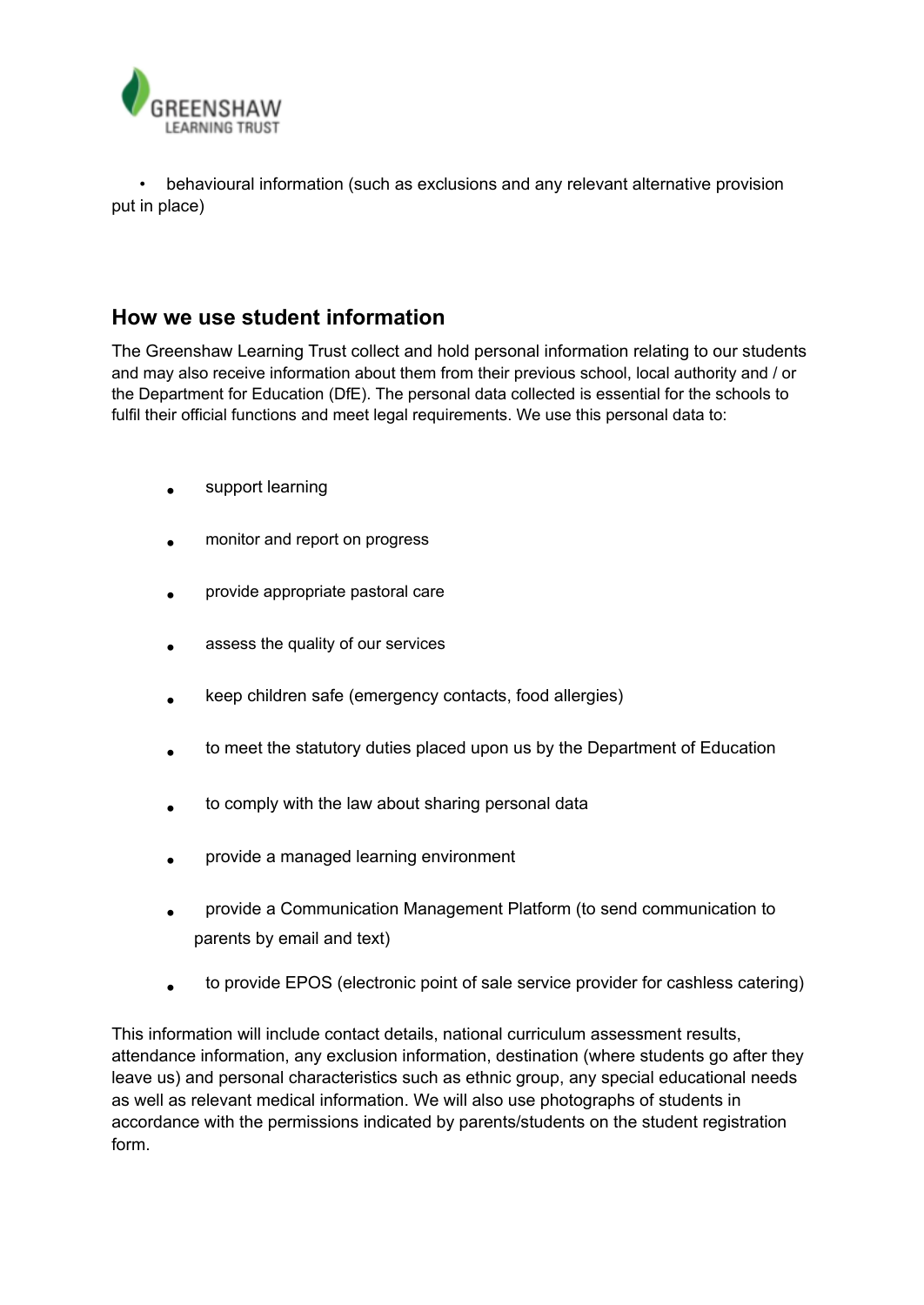- behavioural information (such as exclusions and any relevant alternative provision put in place)

## How we use student information

The Greenshaw Learning Trust collect and hold personal information relating to our students and may also receive information about them from their previous school, local authority and / or the Department for Education (DfE). The personal data collected is essential for the schools to fulfil their official functions and meet legal requirements. We use this personal data to:

- support learning
- monitor and report on progress
- provide appropriate pastoral care
- assess the quality of our services
- keep children safe (emergency contacts, food allergies)
- to meet the statutory duties placed upon us by the Department of Education
- to comply with the law about sharing personal data
- provide a managed learning environment
- provide a Communication Management Platform (to send communication to parents by email and text)
- to provide EPOS (electronic point of sale service provider for cashless catering)

This information will include contact details, national curriculum assessment results, attendance information, any exclusion information, destination (where students go after they leave us) and personal characteristics such as ethnic group, any special educational needs as well as relevant medical information. We will also use photographs of students in accordance with the permissions indicated by parents/students on the student registration form.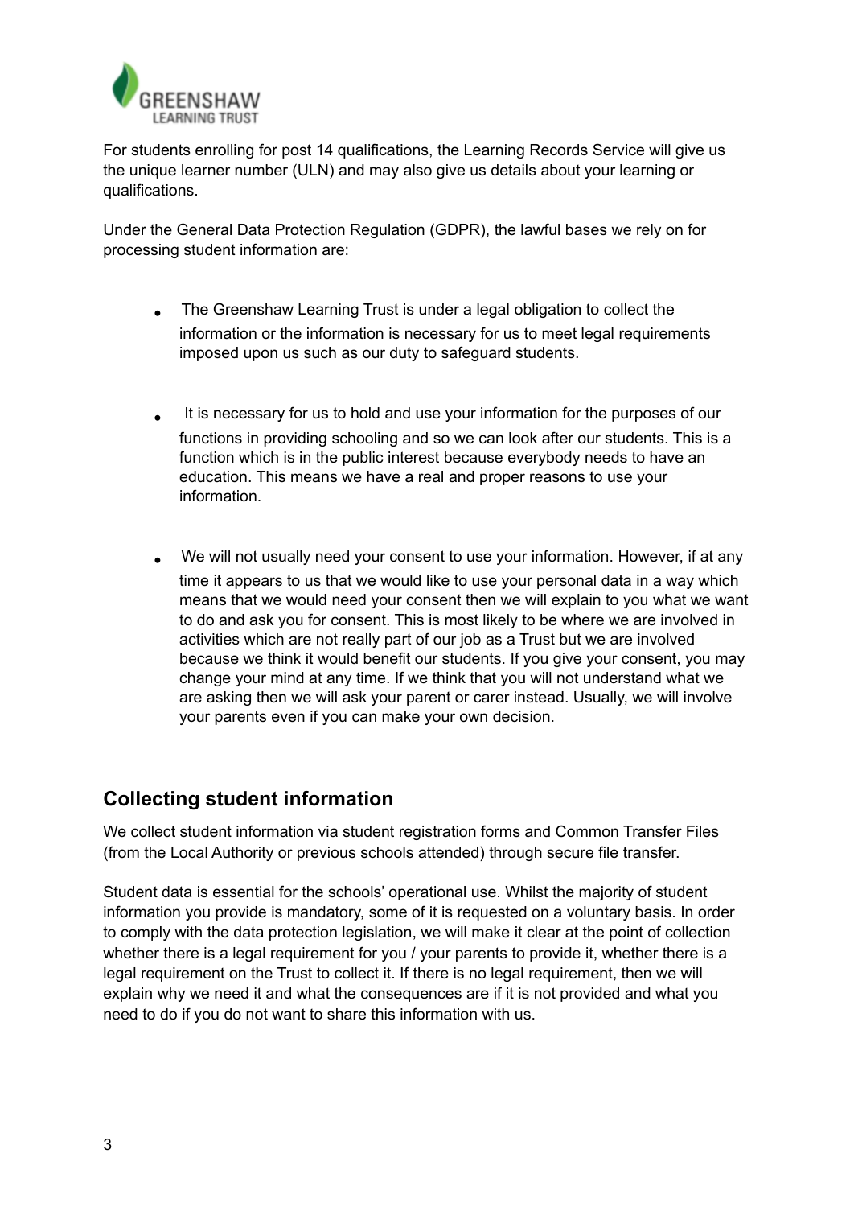For students enrolling for post 14 qualifications, the Learning Records Service will give us the unique learner number (ULN) and may also give us details about your learning or qualifications.

Under the General Data Protection Regulation (GDPR), the lawful bases we rely on for processing student information are:

- The Greenshaw Learning Trust is under a legal obligation to collect the information or the information is necessary for us to meet legal requirements imposed upon us such as our duty to safeguard students.

- It is necessary for us to hold and use your information for the purposes of our functions in providing schooling and so we can look after our students. This is a function which is in the public interest because everybody needs to have an education. This means we have a real and proper reasons to use your information.

- We will not usually need your consent to use your information. However, if at any time it appears to us that we would like to use your personal data in a way which means that we would need your consent then we will explain to you what we want to do and ask you for consent. This is most likely to be where we are involved in activities which are not really part of our job as a Trust but we are involved because we think it would benefit our students. If you give your consent, you may change your mind at any time. If we think that you will not understand what we are asking then we will ask your parent or carer instead. Usually, we will involve your parents even if you can make your own decision.

## Collecting student information

We collect student information via student registration forms and Common Transfer Files (from the Local Authority or previous schools attended) through secure file transfer.

Student data is essential for the schools' operational use. Whilst the majority of student information you provide is mandatory, some of it is requested on a voluntary basis. In order to comply with the data protection legislation, we will make it clear at the point of collection whether there is a legal requirement for you / your parents to provide it, whether there is a legal requirement on the Trust to collect it. If there is no legal requirement, then we will explain why we need it and what the consequences are if it is not provided and what you need to do if you do not want to share this information with us.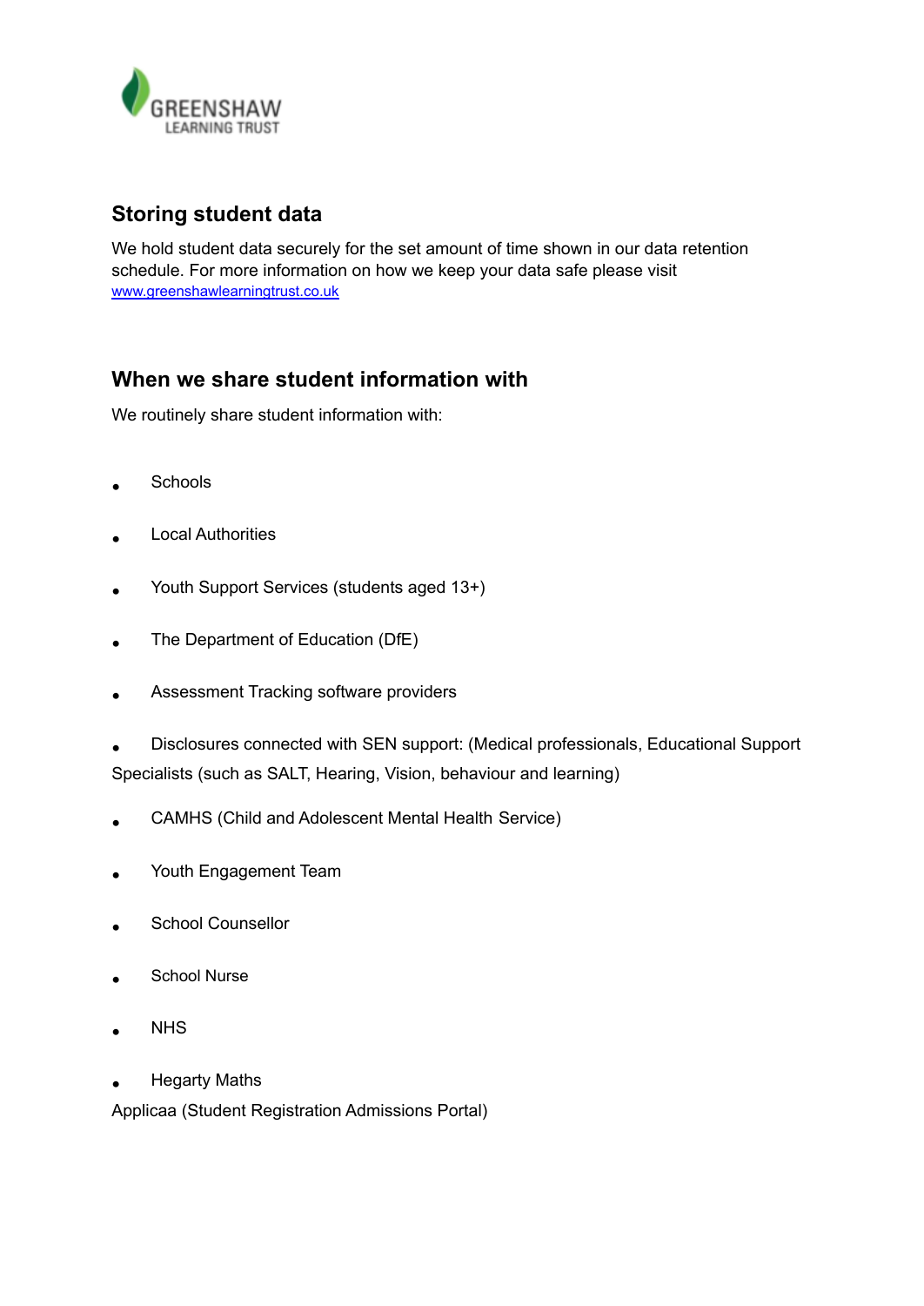## Storing student data

We hold student data securely for the set amount of time shown in our data retention schedule. For more information on how we keep your data safe please visit [www.greenshawlearningtrust.co.uk](http://www.greenshawlearningtrust.co.uk)

## When we share student information with

We routinely share student information with:

- Schools
- Local Authorities
- Youth Support Services (students aged 13+)
- The Department of Education (DfE)
- Assessment Tracking software providers
- Disclosures connected with SEN support: (Medical professionals, Educational Support Specialists (such as SALT, Hearing, Vision, behaviour and learning)
- CAMHS (Child and Adolescent Mental Health Service)
- Youth Engagement Team
- School Counsellor
- School Nurse
- NHS
- Hegarty Maths

Applicaa (Student Registration Admissions Portal)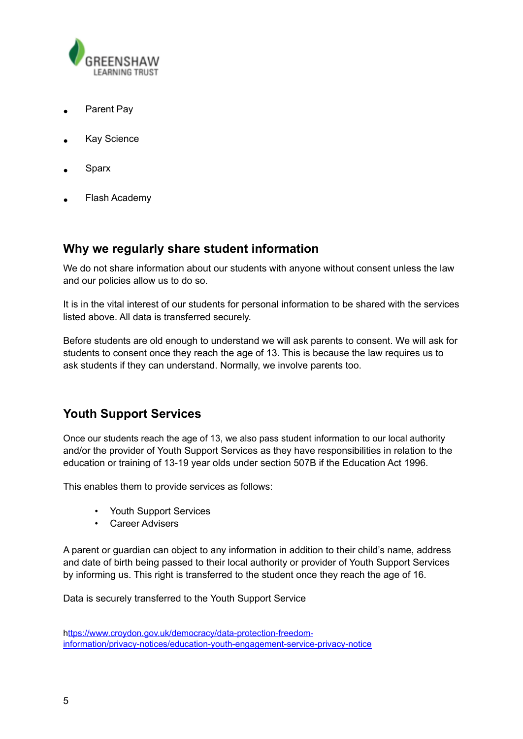- Parent Pay
- Kay Science
- Sparx
- Flash Academy

## Why we regularly share student information

We do not share information about our students with anyone without consent unless the law and our policies allow us to do so.

It is in the vital interest of our students for personal information to be shared with the services listed above. All data is transferred securely.

Before students are old enough to understand we will ask parents to consent. We will ask for students to consent once they reach the age of 13. This is because the law requires us to ask students if they can understand. Normally, we involve parents too.

## Youth Support Services

Once our students reach the age of 13, we also pass student information to our local authority and/or the provider of Youth Support Services as they have responsibilities in relation to the education or training of 13-19 year olds under section 507B if the Education Act 1996.

This enables them to provide services as follows:

- Youth Support Services
- Career Advisers

A parent or guardian can object to any information in addition to their child's name, address and date of birth being passed to their local authority or provider of Youth Support Services by informing us. This right is transferred to the student once they reach the age of 16.

Data is securely transferred to the Youth Support Service

https://www.croydon.gov.uk/democracy/data-protection-freedom-information/privacy-notices/education-youth-engagement-service-privacy-notice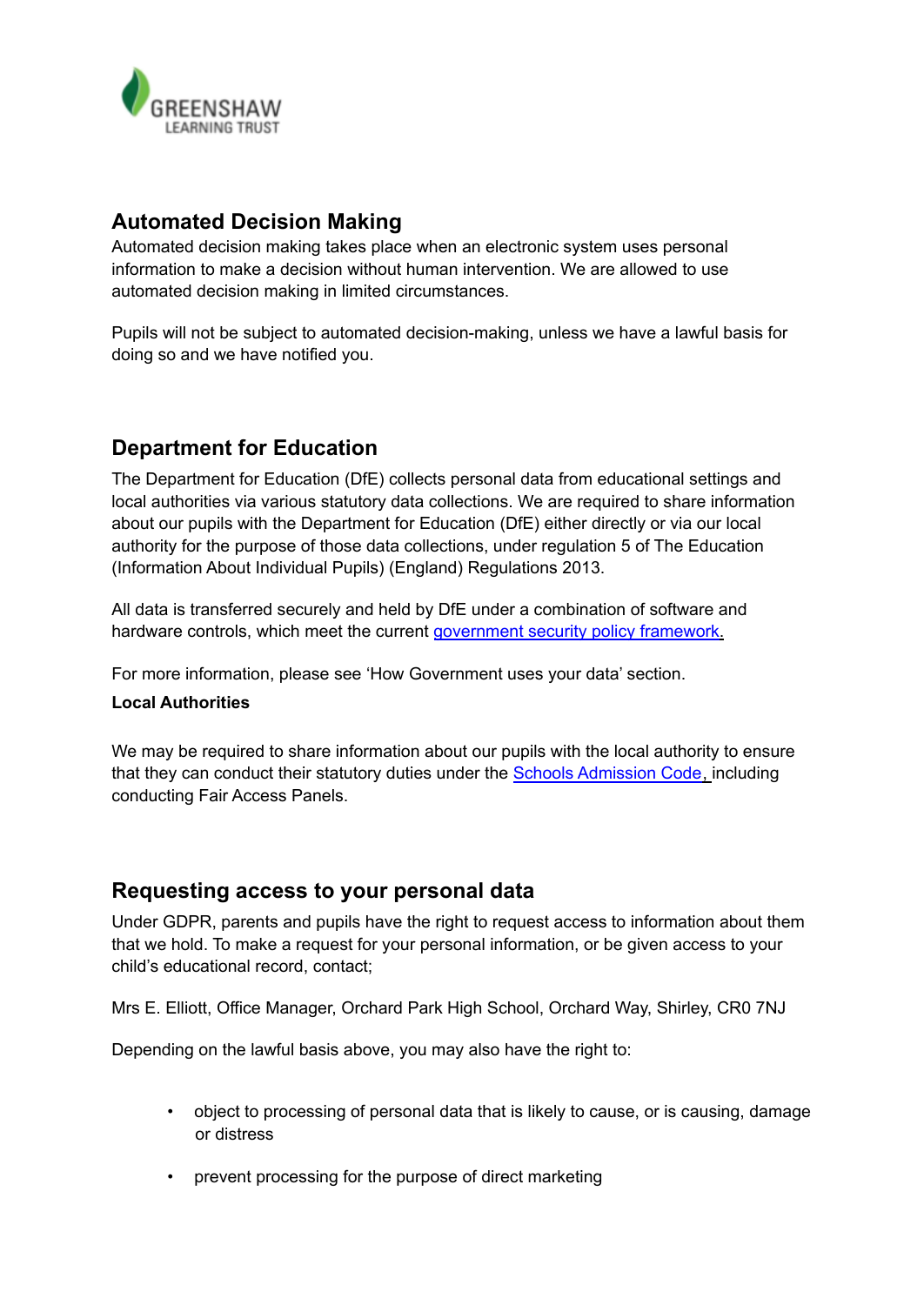## Automated Decision Making

Automated decision making takes place when an electronic system uses personal information to make a decision without human intervention. We are allowed to use automated decision making in limited circumstances.

Pupils will not be subject to automated decision-making, unless we have a lawful basis for doing so and we have notified you.

## Department for Education

The Department for Education (DfE) collects personal data from educational settings and local authorities via various statutory data collections. We are required to share information about our pupils with the Department for Education (DfE) either directly or via our local authority for the purpose of those data collections, under regulation 5 of The Education (Information About Individual Pupils) (England) Regulations 2013.

All data is transferred securely and held by DfE under a combination of software and hardware controls, which meet the current [government security policy framework](government security policy framework).

For more information, please see 'How Government uses your data' section.

**Local Authorities**

We may be required to share information about our pupils with the local authority to ensure that they can conduct their statutory duties under the [Schools Admission Code](Schools Admission Code), including conducting Fair Access Panels.

## Requesting access to your personal data

Under GDPR, parents and pupils have the right to request access to information about them that we hold. To make a request for your personal information, or be given access to your child's educational record, contact;

Mrs E. Elliott, Office Manager, Orchard Park High School, Orchard Way, Shirley, CR0 7NJ

Depending on the lawful basis above, you may also have the right to:

- object to processing of personal data that is likely to cause, or is causing, damage or distress
- prevent processing for the purpose of direct marketing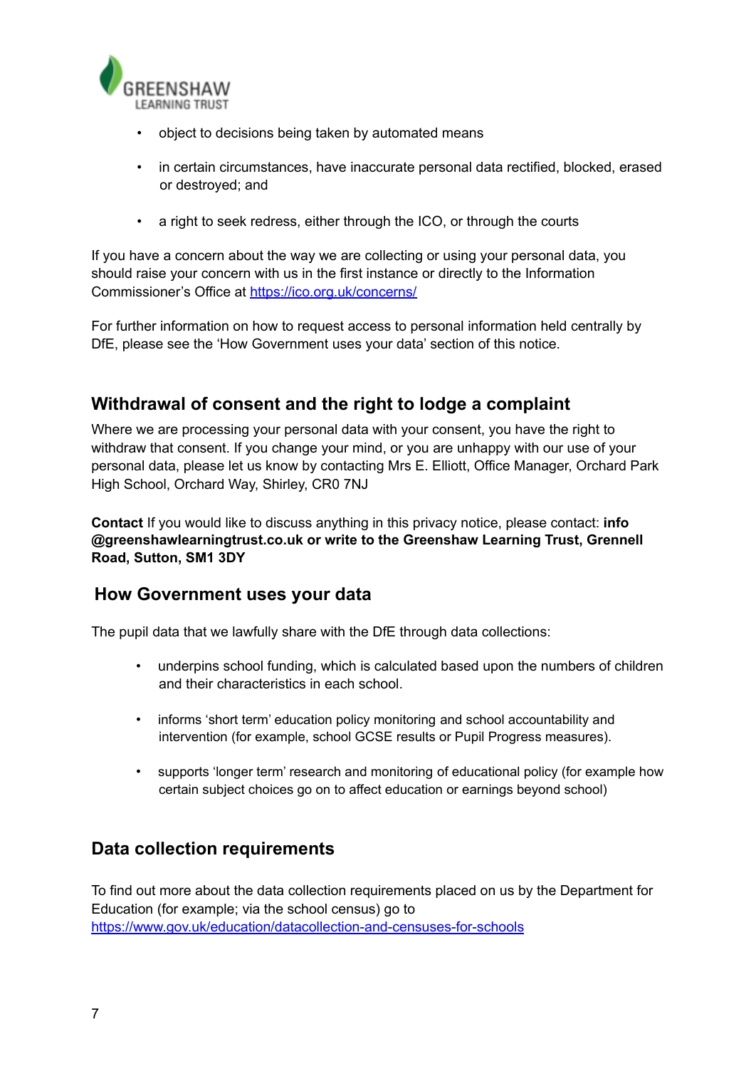- object to decisions being taken by automated means

- in certain circumstances, have inaccurate personal data rectified, blocked, erased or destroyed; and

- a right to seek redress, either through the ICO, or through the courts

If you have a concern about the way we are collecting or using your personal data, you should raise your concern with us in the first instance or directly to the Information Commissioner's Office at https://ico.org.uk/concerns/

For further information on how to request access to personal information held centrally by DfE, please see the 'How Government uses your data' section of this notice.

## Withdrawal of consent and the right to lodge a complaint

Where we are processing your personal data with your consent, you have the right to withdraw that consent. If you change your mind, or you are unhappy with our use of your personal data, please let us know by contacting Mrs E. Elliott, Office Manager, Orchard Park High School, Orchard Way, Shirley, CR0 7NJ

**Contact** If you would like to discuss anything in this privacy notice, please contact: **info @greenshawlearningtrust.co.uk or write to the Greenshaw Learning Trust, Grennell Road, Sutton, SM1 3DY**

## How Government uses your data

The pupil data that we lawfully share with the DfE through data collections:

- underpins school funding, which is calculated based upon the numbers of children and their characteristics in each school.

- informs 'short term' education policy monitoring and school accountability and intervention (for example, school GCSE results or Pupil Progress measures).

- supports 'longer term' research and monitoring of educational policy (for example how certain subject choices go on to affect education or earnings beyond school)

## Data collection requirements

To find out more about the data collection requirements placed on us by the Department for Education (for example; via the school census) go to https://www.gov.uk/education/datacollection-and-censuses-for-schools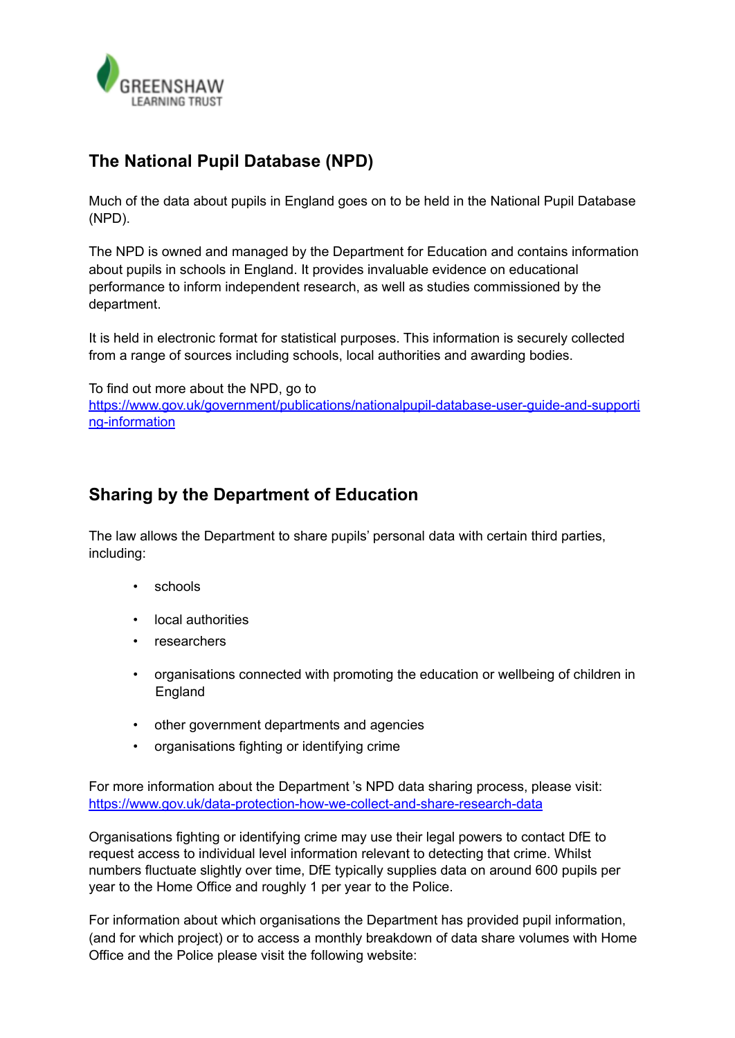## The National Pupil Database (NPD)

Much of the data about pupils in England goes on to be held in the National Pupil Database (NPD).

The NPD is owned and managed by the Department for Education and contains information about pupils in schools in England. It provides invaluable evidence on educational performance to inform independent research, as well as studies commissioned by the department.

It is held in electronic format for statistical purposes. This information is securely collected from a range of sources including schools, local authorities and awarding bodies.

To find out more about the NPD, go to [https://www.gov.uk/government/publications/nationalpupil-database-user-guide-and-supporting-information](https://www.gov.uk/government/publications/nationalpupil-database-user-guide-and-supporting-information)

## Sharing by the Department of Education

The law allows the Department to share pupils' personal data with certain third parties, including:

- schools
- local authorities
- researchers
- organisations connected with promoting the education or wellbeing of children in England
- other government departments and agencies
- organisations fighting or identifying crime

For more information about the Department 's NPD data sharing process, please visit: [https://www.gov.uk/data-protection-how-we-collect-and-share-research-data](https://www.gov.uk/data-protection-how-we-collect-and-share-research-data)

Organisations fighting or identifying crime may use their legal powers to contact DfE to request access to individual level information relevant to detecting that crime. Whilst numbers fluctuate slightly over time, DfE typically supplies data on around 600 pupils per year to the Home Office and roughly 1 per year to the Police.

For information about which organisations the Department has provided pupil information, (and for which project) or to access a monthly breakdown of data share volumes with Home Office and the Police please visit the following website: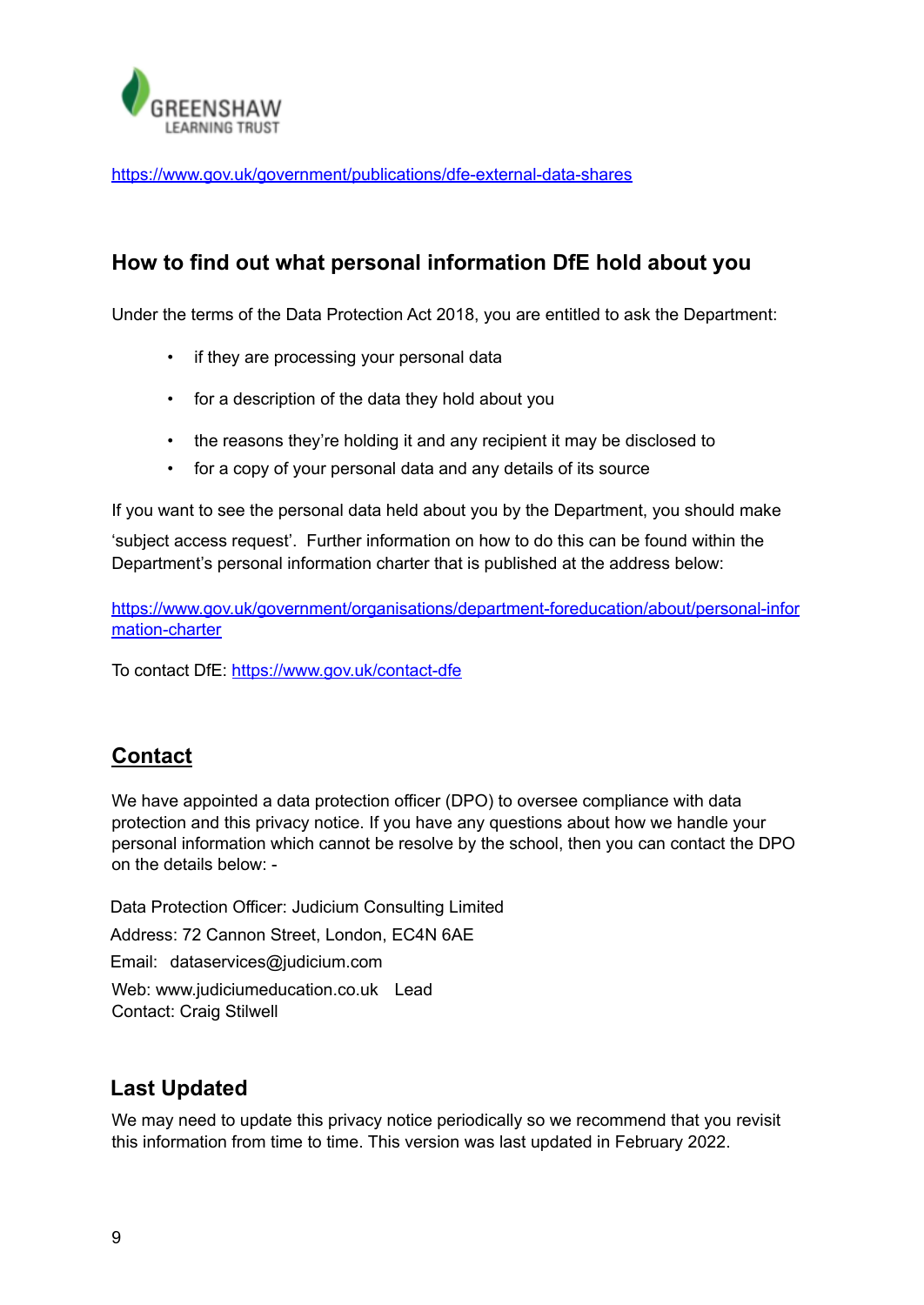https://www.gov.uk/government/publications/dfe-external-data-shares

## How to find out what personal information DfE hold about you

Under the terms of the Data Protection Act 2018, you are entitled to ask the Department:

- if they are processing your personal data
- for a description of the data they hold about you
- the reasons they're holding it and any recipient it may be disclosed to
- for a copy of your personal data and any details of its source

If you want to see the personal data held about you by the Department, you should make 'subject access request'. Further information on how to do this can be found within the Department's personal information charter that is published at the address below:

https://www.gov.uk/government/organisations/department-foreducation/about/personal-information-charter

To contact DfE: https://www.gov.uk/contact-dfe

## Contact

We have appointed a data protection officer (DPO) to oversee compliance with data protection and this privacy notice. If you have any questions about how we handle your personal information which cannot be resolve by the school, then you can contact the DPO on the details below: -

Data Protection Officer: Judicium Consulting Limited
Address: 72 Cannon Street, London, EC4N 6AE
Email: dataservices@judicium.com
Web: www.judiciumeducation.co.uk Lead
Contact: Craig Stilwell

## Last Updated

We may need to update this privacy notice periodically so we recommend that you revisit this information from time to time. This version was last updated in February 2022.